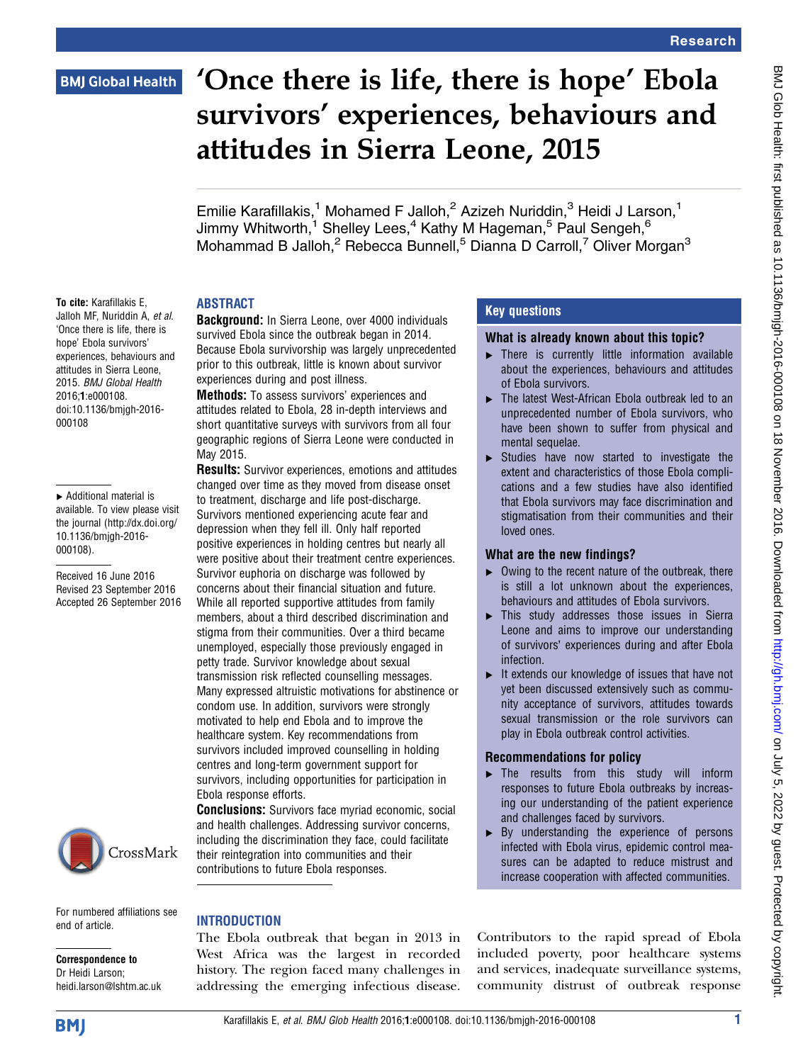# 'Once there is life, there is hope' Ebola survivors' experiences, behaviours and attitudes in Sierra Leone, 2015

Emilie Karafillakis,[1] Mohamed F Jalloh,[2] Azizeh Nuriddin,[3] Heidi J Larson,[1] Jimmy Whitworth,[1] Shelley Lees,[4] Kathy M Hageman,[5] Paul Sengeh,[6] Mohammad B Jalloh,[2] Rebecca Bunnell,[5] Dianna D Carroll,[7] Oliver Morgan[3]

**To cite:** Karafillakis E, Jalloh MF, Nuriddin A, *et al.* 'Once there is life, there is hope' Ebola survivors' experiences, behaviours and attitudes in Sierra Leone, 2015. *BMJ Global Health* 2016;**1**:e000108. doi:10.1136/bmjgh-2016-000108

▸ Additional material is available. To view please visit the journal (http://dx.doi.org/10.1136/bmjgh-2016-000108).

Received 16 June 2016
Revised 23 September 2016
Accepted 26 September 2016

For numbered affiliations see end of article.

**Correspondence to**
Dr Heidi Larson; heidi.larson@lshtm.ac.uk

## ABSTRACT

**Background:** In Sierra Leone, over 4000 individuals survived Ebola since the outbreak began in 2014. Because Ebola survivorship was largely unprecedented prior to this outbreak, little is known about survivor experiences during and post illness.

**Methods:** To assess survivors' experiences and attitudes related to Ebola, 28 in-depth interviews and short quantitative surveys with survivors from all four geographic regions of Sierra Leone were conducted in May 2015.

**Results:** Survivor experiences, emotions and attitudes changed over time as they moved from disease onset to treatment, discharge and life post-discharge. Survivors mentioned experiencing acute fear and depression when they fell ill. Only half reported positive experiences in holding centres but nearly all were positive about their treatment centre experiences. Survivor euphoria on discharge was followed by concerns about their financial situation and future. While all reported supportive attitudes from family members, about a third described discrimination and stigma from their communities. Over a third became unemployed, especially those previously engaged in petty trade. Survivor knowledge about sexual transmission risk reflected counselling messages. Many expressed altruistic motivations for abstinence or condom use. In addition, survivors were strongly motivated to help end Ebola and to improve the healthcare system. Key recommendations from survivors included improved counselling in holding centres and long-term government support for survivors, including opportunities for participation in Ebola response efforts.

**Conclusions:** Survivors face myriad economic, social and health challenges. Addressing survivor concerns, including the discrimination they face, could facilitate their reintegration into communities and their contributions to future Ebola responses.

## Key questions

### What is already known about this topic?

- There is currently little information available about the experiences, behaviours and attitudes of Ebola survivors.
- The latest West-African Ebola outbreak led to an unprecedented number of Ebola survivors, who have been shown to suffer from physical and mental sequelae.
- Studies have now started to investigate the extent and characteristics of those Ebola complications and a few studies have also identified that Ebola survivors may face discrimination and stigmatisation from their communities and their loved ones.

### What are the new findings?

- Owing to the recent nature of the outbreak, there is still a lot unknown about the experiences, behaviours and attitudes of Ebola survivors.
- This study addresses those issues in Sierra Leone and aims to improve our understanding of survivors' experiences during and after Ebola infection.
- It extends our knowledge of issues that have not yet been discussed extensively such as community acceptance of survivors, attitudes towards sexual transmission or the role survivors can play in Ebola outbreak control activities.

### Recommendations for policy

- The results from this study will inform responses to future Ebola outbreaks by increasing our understanding of the patient experience and challenges faced by survivors.
- By understanding the experience of persons infected with Ebola virus, epidemic control measures can be adapted to reduce mistrust and increase cooperation with affected communities.

## INTRODUCTION

The Ebola outbreak that began in 2013 in West Africa was the largest in recorded history. The region faced many challenges in addressing the emerging infectious disease. Contributors to the rapid spread of Ebola included poverty, poor healthcare systems and services, inadequate surveillance systems, community distrust of outbreak response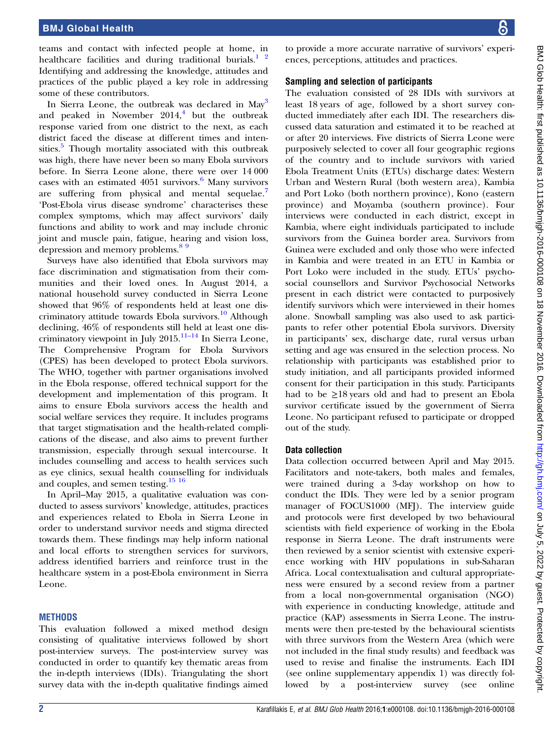teams and contact with infected people at home, in healthcare facilities and during traditional burials.[1 2] Identifying and addressing the knowledge, attitudes and practices of the public played a key role in addressing some of these contributors.

In Sierra Leone, the outbreak was declared in May[3] and peaked in November 2014,[4] but the outbreak response varied from one district to the next, as each district faced the disease at different times and intensities.[5] Though mortality associated with this outbreak was high, there have never been so many Ebola survivors before. In Sierra Leone alone, there were over 14 000 cases with an estimated 4051 survivors.[6] Many survivors are suffering from physical and mental sequelae.[7] 'Post-Ebola virus disease syndrome' characterises these complex symptoms, which may affect survivors' daily functions and ability to work and may include chronic joint and muscle pain, fatigue, hearing and vision loss, depression and memory problems.[8 9]

Surveys have also identified that Ebola survivors may face discrimination and stigmatisation from their communities and their loved ones. In August 2014, a national household survey conducted in Sierra Leone showed that 96% of respondents held at least one discriminatory attitude towards Ebola survivors.[10] Although declining, 46% of respondents still held at least one discriminatory viewpoint in July 2015.[11–14] In Sierra Leone, The Comprehensive Program for Ebola Survivors (CPES) has been developed to protect Ebola survivors. The WHO, together with partner organisations involved in the Ebola response, offered technical support for the development and implementation of this program. It aims to ensure Ebola survivors access the health and social welfare services they require. It includes programs that target stigmatisation and the health-related complications of the disease, and also aims to prevent further transmission, especially through sexual intercourse. It includes counselling and access to health services such as eye clinics, sexual health counselling for individuals and couples, and semen testing.[15 16]

In April–May 2015, a qualitative evaluation was conducted to assess survivors' knowledge, attitudes, practices and experiences related to Ebola in Sierra Leone in order to understand survivor needs and stigma directed towards them. These findings may help inform national and local efforts to strengthen services for survivors, address identified barriers and reinforce trust in the healthcare system in a post-Ebola environment in Sierra Leone.

## METHODS

This evaluation followed a mixed method design consisting of qualitative interviews followed by short post-interview surveys. The post-interview survey was conducted in order to quantify key thematic areas from the in-depth interviews (IDIs). Triangulating the short survey data with the in-depth qualitative findings aimed to provide a more accurate narrative of survivors' experiences, perceptions, attitudes and practices.

### Sampling and selection of participants

The evaluation consisted of 28 IDIs with survivors at least 18 years of age, followed by a short survey conducted immediately after each IDI. The researchers discussed data saturation and estimated it to be reached at or after 20 interviews. Five districts of Sierra Leone were purposively selected to cover all four geographic regions of the country and to include survivors with varied Ebola Treatment Units (ETUs) discharge dates: Western Urban and Western Rural (both western area), Kambia and Port Loko (both northern province), Kono (eastern province) and Moyamba (southern province). Four interviews were conducted in each district, except in Kambia, where eight individuals participated to include survivors from the Guinea border area. Survivors from Guinea were excluded and only those who were infected in Kambia and were treated in an ETU in Kambia or Port Loko were included in the study. ETUs' psychosocial counsellors and Survivor Psychosocial Networks present in each district were contacted to purposively identify survivors which were interviewed in their homes alone. Snowball sampling was also used to ask participants to refer other potential Ebola survivors. Diversity in participants' sex, discharge date, rural versus urban setting and age was ensured in the selection process. No relationship with participants was established prior to study initiation, and all participants provided informed consent for their participation in this study. Participants had to be ≥18 years old and had to present an Ebola survivor certificate issued by the government of Sierra Leone. No participant refused to participate or dropped out of the study.

### Data collection

Data collection occurred between April and May 2015. Facilitators and note-takers, both males and females, were trained during a 3-day workshop on how to conduct the IDIs. They were led by a senior program manager of FOCUS1000 (MFJ). The interview guide and protocols were first developed by two behavioural scientists with field experience of working in the Ebola response in Sierra Leone. The draft instruments were then reviewed by a senior scientist with extensive experience working with HIV populations in sub-Saharan Africa. Local contextualisation and cultural appropriateness were ensured by a second review from a partner from a local non-governmental organisation (NGO) with experience in conducting knowledge, attitude and practice (KAP) assessments in Sierra Leone. The instruments were then pre-tested by the behavioural scientists with three survivors from the Western Area (which were not included in the final study results) and feedback was used to revise and finalise the instruments. Each IDI (see online supplementary appendix 1) was directly followed by a post-interview survey (see online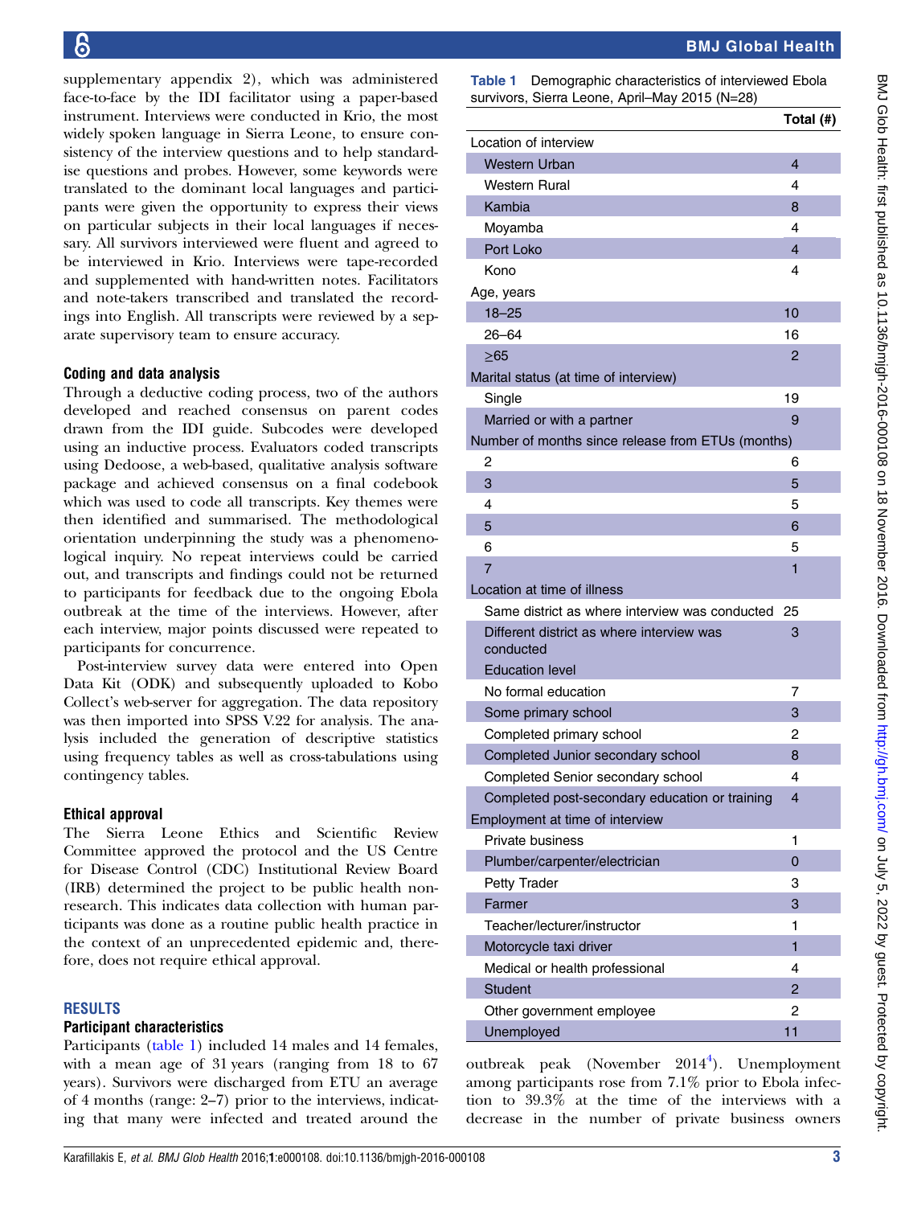supplementary appendix 2), which was administered face-to-face by the IDI facilitator using a paper-based instrument. Interviews were conducted in Krio, the most widely spoken language in Sierra Leone, to ensure consistency of the interview questions and to help standardise questions and probes. However, some keywords were translated to the dominant local languages and participants were given the opportunity to express their views on particular subjects in their local languages if necessary. All survivors interviewed were fluent and agreed to be interviewed in Krio. Interviews were tape-recorded and supplemented with hand-written notes. Facilitators and note-takers transcribed and translated the recordings into English. All transcripts were reviewed by a separate supervisory team to ensure accuracy.

### Coding and data analysis

Through a deductive coding process, two of the authors developed and reached consensus on parent codes drawn from the IDI guide. Subcodes were developed using an inductive process. Evaluators coded transcripts using Dedoose, a web-based, qualitative analysis software package and achieved consensus on a final codebook which was used to code all transcripts. Key themes were then identified and summarised. The methodological orientation underpinning the study was a phenomenological inquiry. No repeat interviews could be carried out, and transcripts and findings could not be returned to participants for feedback due to the ongoing Ebola outbreak at the time of the interviews. However, after each interview, major points discussed were repeated to participants for concurrence.

Post-interview survey data were entered into Open Data Kit (ODK) and subsequently uploaded to Kobo Collect's web-server for aggregation. The data repository was then imported into SPSS V.22 for analysis. The analysis included the generation of descriptive statistics using frequency tables as well as cross-tabulations using contingency tables.

### Ethical approval

The Sierra Leone Ethics and Scientific Review Committee approved the protocol and the US Centre for Disease Control (CDC) Institutional Review Board (IRB) determined the project to be public health non-research. This indicates data collection with human participants was done as a routine public health practice in the context of an unprecedented epidemic and, therefore, does not require ethical approval.

## RESULTS

### Participant characteristics

Participants (table 1) included 14 males and 14 females, with a mean age of 31 years (ranging from 18 to 67 years). Survivors were discharged from ETU an average of 4 months (range: 2–7) prior to the interviews, indicating that many were infected and treated around the outbreak peak (November 2014[4]). Unemployment among participants rose from 7.1% prior to Ebola infection to 39.3% at the time of the interviews with a decrease in the number of private business owners

**Table 1** Demographic characteristics of interviewed Ebola survivors, Sierra Leone, April–May 2015 (N=28)

| | Total (#) |
|---|---|
| Location of interview | |
| Western Urban | 4 |
| Western Rural | 4 |
| Kambia | 8 |
| Moyamba | 4 |
| Port Loko | 4 |
| Kono | 4 |
| Age, years | |
| 18–25 | 10 |
| 26–64 | 16 |
| ≥65 | 2 |
| Marital status (at time of interview) | |
| Single | 19 |
| Married or with a partner | 9 |
| Number of months since release from ETUs (months) | |
| 2 | 6 |
| 3 | 5 |
| 4 | 5 |
| 5 | 6 |
| 6 | 5 |
| 7 | 1 |
| Location at time of illness | |
| Same district as where interview was conducted | 25 |
| Different district as where interview was conducted | 3 |
| Education level | |
| No formal education | 7 |
| Some primary school | 3 |
| Completed primary school | 2 |
| Completed Junior secondary school | 8 |
| Completed Senior secondary school | 4 |
| Completed post-secondary education or training | 4 |
| Employment at time of interview | |
| Private business | 1 |
| Plumber/carpenter/electrician | 0 |
| Petty Trader | 3 |
| Farmer | 3 |
| Teacher/lecturer/instructor | 1 |
| Motorcycle taxi driver | 1 |
| Medical or health professional | 4 |
| Student | 2 |
| Other government employee | 2 |
| Unemployed | 11 |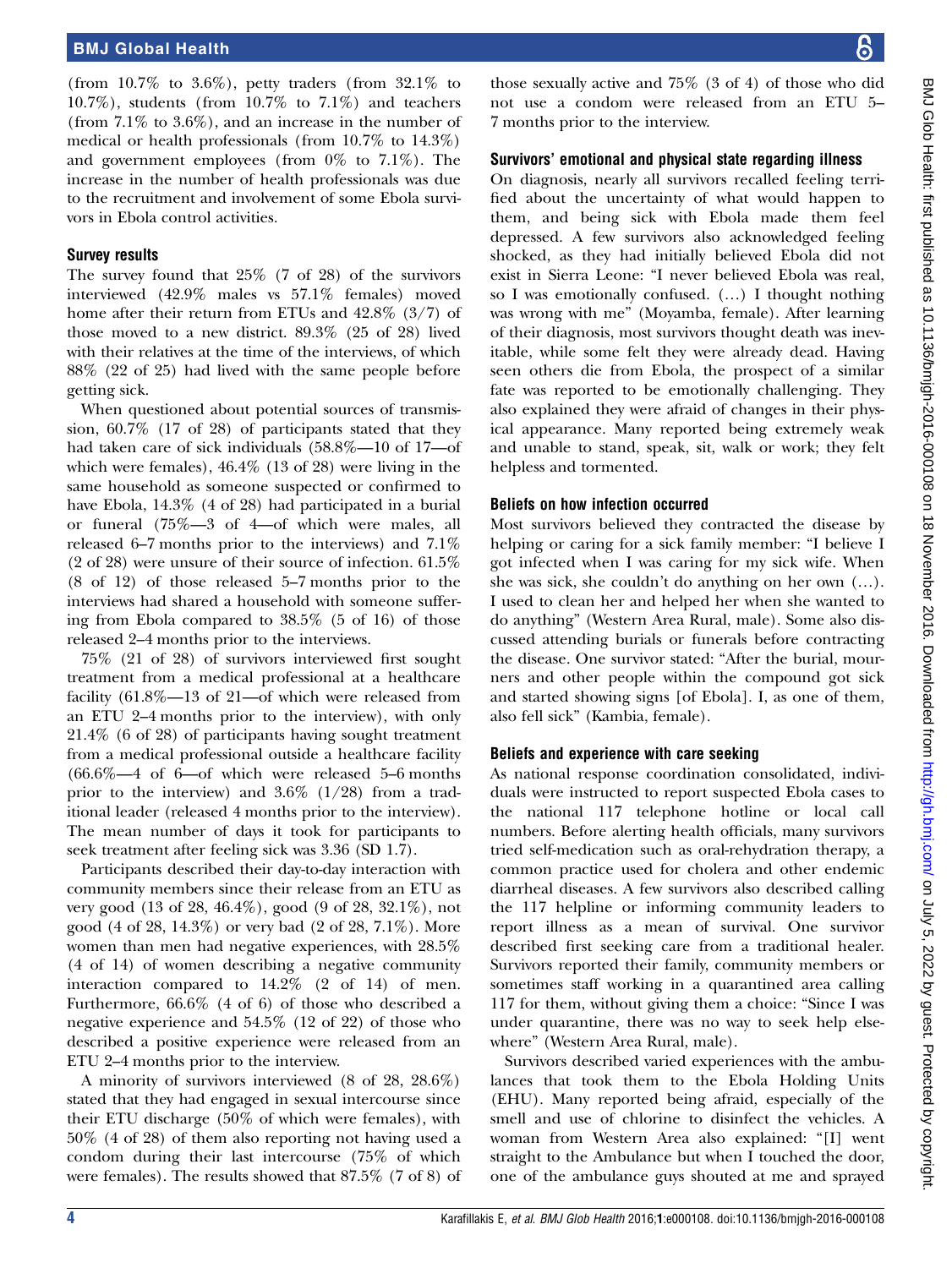(from 10.7% to 3.6%), petty traders (from 32.1% to 10.7%), students (from 10.7% to 7.1%) and teachers (from 7.1% to 3.6%), and an increase in the number of medical or health professionals (from 10.7% to 14.3%) and government employees (from 0% to 7.1%). The increase in the number of health professionals was due to the recruitment and involvement of some Ebola survivors in Ebola control activities.

### Survey results

The survey found that 25% (7 of 28) of the survivors interviewed (42.9% males vs 57.1% females) moved home after their return from ETUs and 42.8% (3/7) of those moved to a new district. 89.3% (25 of 28) lived with their relatives at the time of the interviews, of which 88% (22 of 25) had lived with the same people before getting sick.

When questioned about potential sources of transmission, 60.7% (17 of 28) of participants stated that they had taken care of sick individuals (58.8%—10 of 17—of which were females), 46.4% (13 of 28) were living in the same household as someone suspected or confirmed to have Ebola, 14.3% (4 of 28) had participated in a burial or funeral (75%—3 of 4—of which were males, all released 6–7 months prior to the interviews) and 7.1% (2 of 28) were unsure of their source of infection. 61.5% (8 of 12) of those released 5–7 months prior to the interviews had shared a household with someone suffering from Ebola compared to 38.5% (5 of 16) of those released 2–4 months prior to the interviews.

75% (21 of 28) of survivors interviewed first sought treatment from a medical professional at a healthcare facility (61.8%—13 of 21—of which were released from an ETU 2–4 months prior to the interview), with only 21.4% (6 of 28) of participants having sought treatment from a medical professional outside a healthcare facility (66.6%—4 of 6—of which were released 5–6 months prior to the interview) and 3.6% (1/28) from a traditional leader (released 4 months prior to the interview). The mean number of days it took for participants to seek treatment after feeling sick was 3.36 (SD 1.7).

Participants described their day-to-day interaction with community members since their release from an ETU as very good (13 of 28, 46.4%), good (9 of 28, 32.1%), not good (4 of 28, 14.3%) or very bad (2 of 28, 7.1%). More women than men had negative experiences, with 28.5% (4 of 14) of women describing a negative community interaction compared to 14.2% (2 of 14) of men. Furthermore, 66.6% (4 of 6) of those who described a negative experience and 54.5% (12 of 22) of those who described a positive experience were released from an ETU 2–4 months prior to the interview.

A minority of survivors interviewed (8 of 28, 28.6%) stated that they had engaged in sexual intercourse since their ETU discharge (50% of which were females), with 50% (4 of 28) of them also reporting not having used a condom during their last intercourse (75% of which were females). The results showed that 87.5% (7 of 8) of those sexually active and 75% (3 of 4) of those who did not use a condom were released from an ETU 5–7 months prior to the interview.

### Survivors' emotional and physical state regarding illness

On diagnosis, nearly all survivors recalled feeling terrified about the uncertainty of what would happen to them, and being sick with Ebola made them feel depressed. A few survivors also acknowledged feeling shocked, as they had initially believed Ebola did not exist in Sierra Leone: "I never believed Ebola was real, so I was emotionally confused. (…) I thought nothing was wrong with me" (Moyamba, female). After learning of their diagnosis, most survivors thought death was inevitable, while some felt they were already dead. Having seen others die from Ebola, the prospect of a similar fate was reported to be emotionally challenging. They also explained they were afraid of changes in their physical appearance. Many reported being extremely weak and unable to stand, speak, sit, walk or work; they felt helpless and tormented.

### Beliefs on how infection occurred

Most survivors believed they contracted the disease by helping or caring for a sick family member: "I believe I got infected when I was caring for my sick wife. When she was sick, she couldn't do anything on her own (…). I used to clean her and helped her when she wanted to do anything" (Western Area Rural, male). Some also discussed attending burials or funerals before contracting the disease. One survivor stated: "After the burial, mourners and other people within the compound got sick and started showing signs [of Ebola]. I, as one of them, also fell sick" (Kambia, female).

### Beliefs and experience with care seeking

As national response coordination consolidated, individuals were instructed to report suspected Ebola cases to the national 117 telephone hotline or local call numbers. Before alerting health officials, many survivors tried self-medication such as oral-rehydration therapy, a common practice used for cholera and other endemic diarrheal diseases. A few survivors also described calling the 117 helpline or informing community leaders to report illness as a mean of survival. One survivor described first seeking care from a traditional healer. Survivors reported their family, community members or sometimes staff working in a quarantined area calling 117 for them, without giving them a choice: "Since I was under quarantine, there was no way to seek help elsewhere" (Western Area Rural, male).

Survivors described varied experiences with the ambulances that took them to the Ebola Holding Units (EHU). Many reported being afraid, especially of the smell and use of chlorine to disinfect the vehicles. A woman from Western Area also explained: "[I] went straight to the Ambulance but when I touched the door, one of the ambulance guys shouted at me and sprayed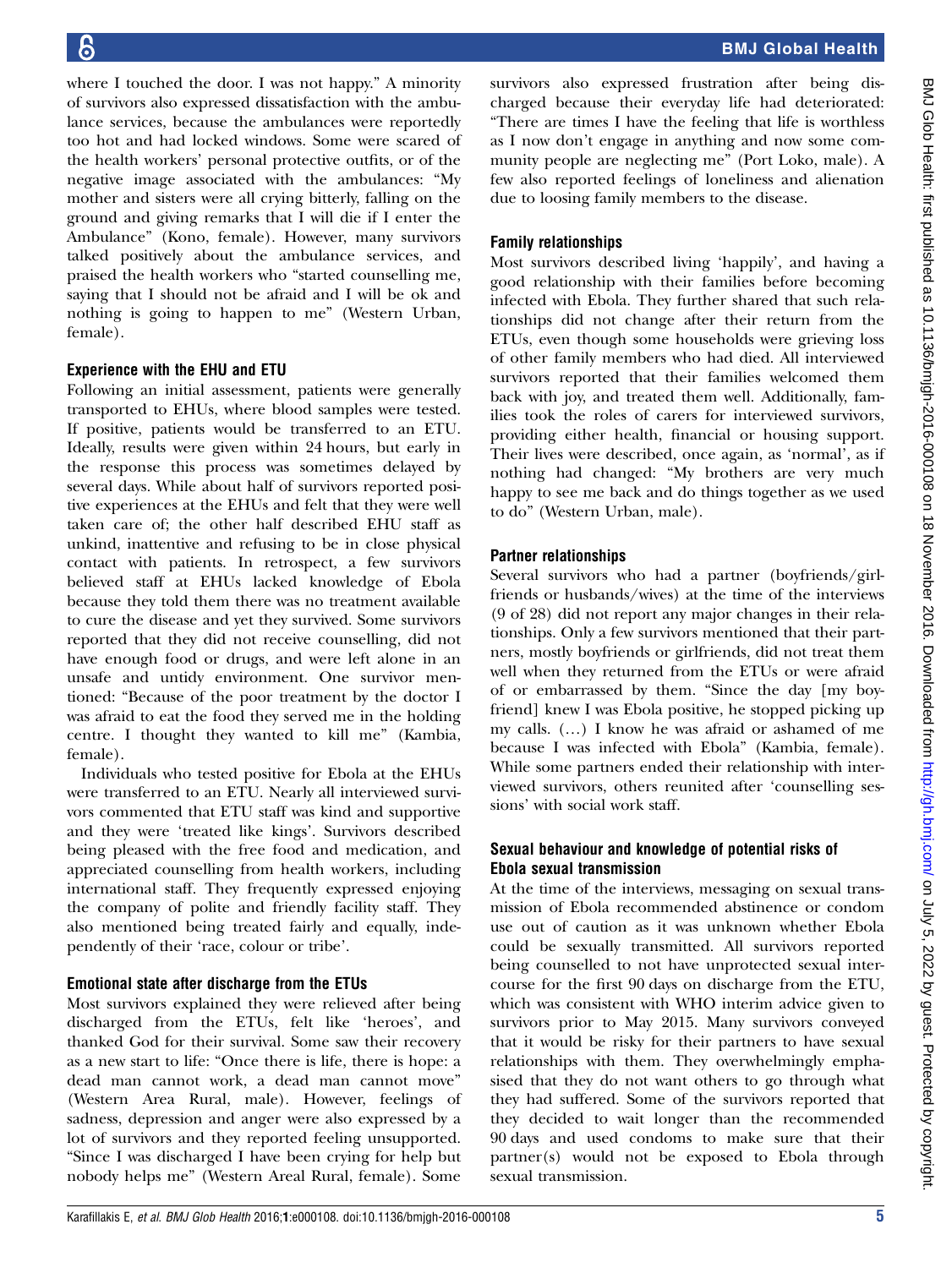where I touched the door. I was not happy." A minority of survivors also expressed dissatisfaction with the ambulance services, because the ambulances were reportedly too hot and had locked windows. Some were scared of the health workers' personal protective outfits, or of the negative image associated with the ambulances: "My mother and sisters were all crying bitterly, falling on the ground and giving remarks that I will die if I enter the Ambulance" (Kono, female). However, many survivors talked positively about the ambulance services, and praised the health workers who "started counselling me, saying that I should not be afraid and I will be ok and nothing is going to happen to me" (Western Urban, female).

### Experience with the EHU and ETU

Following an initial assessment, patients were generally transported to EHUs, where blood samples were tested. If positive, patients would be transferred to an ETU. Ideally, results were given within 24 hours, but early in the response this process was sometimes delayed by several days. While about half of survivors reported positive experiences at the EHUs and felt that they were well taken care of; the other half described EHU staff as unkind, inattentive and refusing to be in close physical contact with patients. In retrospect, a few survivors believed staff at EHUs lacked knowledge of Ebola because they told them there was no treatment available to cure the disease and yet they survived. Some survivors reported that they did not receive counselling, did not have enough food or drugs, and were left alone in an unsafe and untidy environment. One survivor mentioned: "Because of the poor treatment by the doctor I was afraid to eat the food they served me in the holding centre. I thought they wanted to kill me" (Kambia, female).

Individuals who tested positive for Ebola at the EHUs were transferred to an ETU. Nearly all interviewed survivors commented that ETU staff was kind and supportive and they were 'treated like kings'. Survivors described being pleased with the free food and medication, and appreciated counselling from health workers, including international staff. They frequently expressed enjoying the company of polite and friendly facility staff. They also mentioned being treated fairly and equally, independently of their 'race, colour or tribe'.

### Emotional state after discharge from the ETUs

Most survivors explained they were relieved after being discharged from the ETUs, felt like 'heroes', and thanked God for their survival. Some saw their recovery as a new start to life: "Once there is life, there is hope: a dead man cannot work, a dead man cannot move" (Western Area Rural, male). However, feelings of sadness, depression and anger were also expressed by a lot of survivors and they reported feeling unsupported. "Since I was discharged I have been crying for help but nobody helps me" (Western Areal Rural, female). Some survivors also expressed frustration after being discharged because their everyday life had deteriorated: "There are times I have the feeling that life is worthless as I now don't engage in anything and now some community people are neglecting me" (Port Loko, male). A few also reported feelings of loneliness and alienation due to loosing family members to the disease.

### Family relationships

Most survivors described living 'happily', and having a good relationship with their families before becoming infected with Ebola. They further shared that such relationships did not change after their return from the ETUs, even though some households were grieving loss of other family members who had died. All interviewed survivors reported that their families welcomed them back with joy, and treated them well. Additionally, families took the roles of carers for interviewed survivors, providing either health, financial or housing support. Their lives were described, once again, as 'normal', as if nothing had changed: "My brothers are very much happy to see me back and do things together as we used to do" (Western Urban, male).

### Partner relationships

Several survivors who had a partner (boyfriends/girlfriends or husbands/wives) at the time of the interviews (9 of 28) did not report any major changes in their relationships. Only a few survivors mentioned that their partners, mostly boyfriends or girlfriends, did not treat them well when they returned from the ETUs or were afraid of or embarrassed by them. "Since the day [my boyfriend] knew I was Ebola positive, he stopped picking up my calls. (…) I know he was afraid or ashamed of me because I was infected with Ebola" (Kambia, female). While some partners ended their relationship with interviewed survivors, others reunited after 'counselling sessions' with social work staff.

### Sexual behaviour and knowledge of potential risks of Ebola sexual transmission

At the time of the interviews, messaging on sexual transmission of Ebola recommended abstinence or condom use out of caution as it was unknown whether Ebola could be sexually transmitted. All survivors reported being counselled to not have unprotected sexual intercourse for the first 90 days on discharge from the ETU, which was consistent with WHO interim advice given to survivors prior to May 2015. Many survivors conveyed that it would be risky for their partners to have sexual relationships with them. They overwhelmingly emphasised that they do not want others to go through what they had suffered. Some of the survivors reported that they decided to wait longer than the recommended 90 days and used condoms to make sure that their partner(s) would not be exposed to Ebola through sexual transmission.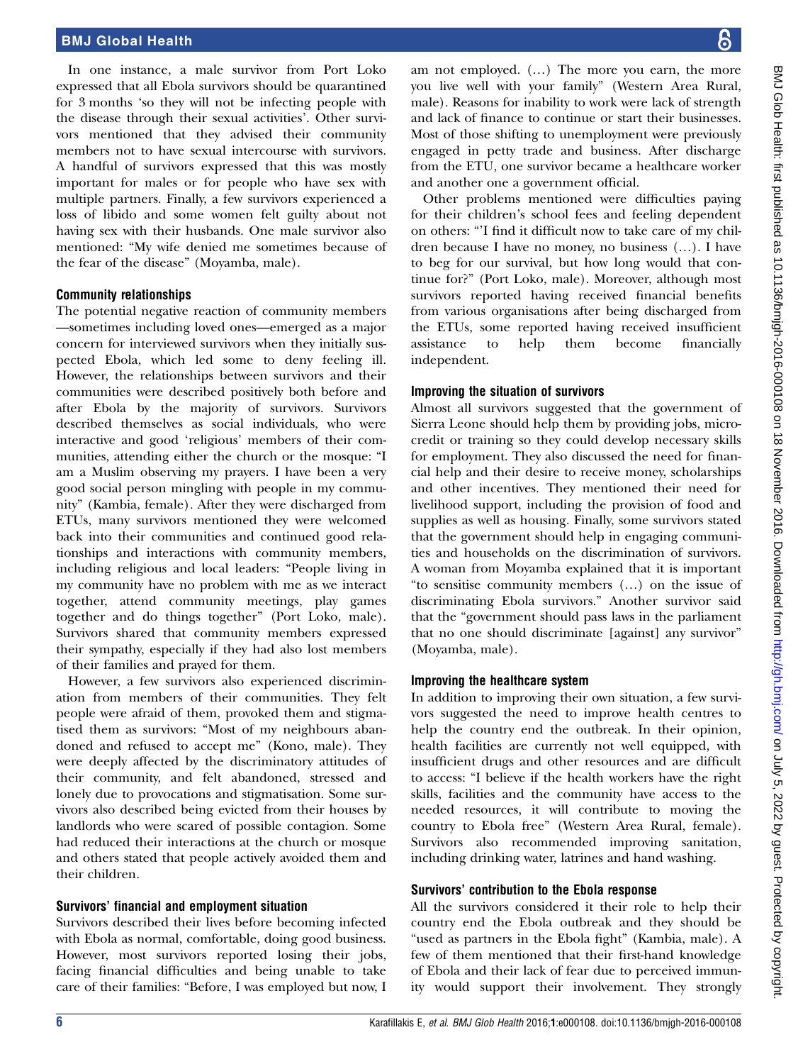In one instance, a male survivor from Port Loko expressed that all Ebola survivors should be quarantined for 3 months 'so they will not be infecting people with the disease through their sexual activities'. Other survivors mentioned that they advised their community members not to have sexual intercourse with survivors. A handful of survivors expressed that this was mostly important for males or for people who have sex with multiple partners. Finally, a few survivors experienced a loss of libido and some women felt guilty about not having sex with their husbands. One male survivor also mentioned: "My wife denied me sometimes because of the fear of the disease" (Moyamba, male).

### Community relationships

The potential negative reaction of community members—sometimes including loved ones—emerged as a major concern for interviewed survivors when they initially suspected Ebola, which led some to deny feeling ill. However, the relationships between survivors and their communities were described positively both before and after Ebola by the majority of survivors. Survivors described themselves as social individuals, who were interactive and good 'religious' members of their communities, attending either the church or the mosque: "I am a Muslim observing my prayers. I have been a very good social person mingling with people in my community" (Kambia, female). After they were discharged from ETUs, many survivors mentioned they were welcomed back into their communities and continued good relationships and interactions with community members, including religious and local leaders: "People living in my community have no problem with me as we interact together, attend community meetings, play games together and do things together" (Port Loko, male). Survivors shared that community members expressed their sympathy, especially if they had also lost members of their families and prayed for them.

However, a few survivors also experienced discrimination from members of their communities. They felt people were afraid of them, provoked them and stigmatised them as survivors: "Most of my neighbours abandoned and refused to accept me" (Kono, male). They were deeply affected by the discriminatory attitudes of their community, and felt abandoned, stressed and lonely due to provocations and stigmatisation. Some survivors also described being evicted from their houses by landlords who were scared of possible contagion. Some had reduced their interactions at the church or mosque and others stated that people actively avoided them and their children.

### Survivors' financial and employment situation

Survivors described their lives before becoming infected with Ebola as normal, comfortable, doing good business. However, most survivors reported losing their jobs, facing financial difficulties and being unable to take care of their families: "Before, I was employed but now, I am not employed. (…) The more you earn, the more you live well with your family" (Western Area Rural, male). Reasons for inability to work were lack of strength and lack of finance to continue or start their businesses. Most of those shifting to unemployment were previously engaged in petty trade and business. After discharge from the ETU, one survivor became a healthcare worker and another one a government official.

Other problems mentioned were difficulties paying for their children's school fees and feeling dependent on others: "'I find it difficult now to take care of my children because I have no money, no business (…). I have to beg for our survival, but how long would that continue for?" (Port Loko, male). Moreover, although most survivors reported having received financial benefits from various organisations after being discharged from the ETUs, some reported having received insufficient assistance to help them become financially independent.

### Improving the situation of survivors

Almost all survivors suggested that the government of Sierra Leone should help them by providing jobs, microcredit or training so they could develop necessary skills for employment. They also discussed the need for financial help and their desire to receive money, scholarships and other incentives. They mentioned their need for livelihood support, including the provision of food and supplies as well as housing. Finally, some survivors stated that the government should help in engaging communities and households on the discrimination of survivors. A woman from Moyamba explained that it is important "to sensitise community members (…) on the issue of discriminating Ebola survivors." Another survivor said that the "government should pass laws in the parliament that no one should discriminate [against] any survivor" (Moyamba, male).

### Improving the healthcare system

In addition to improving their own situation, a few survivors suggested the need to improve health centres to help the country end the outbreak. In their opinion, health facilities are currently not well equipped, with insufficient drugs and other resources and are difficult to access: "I believe if the health workers have the right skills, facilities and the community have access to the needed resources, it will contribute to moving the country to Ebola free" (Western Area Rural, female). Survivors also recommended improving sanitation, including drinking water, latrines and hand washing.

### Survivors' contribution to the Ebola response

All the survivors considered it their role to help their country end the Ebola outbreak and they should be "used as partners in the Ebola fight" (Kambia, male). A few of them mentioned that their first-hand knowledge of Ebola and their lack of fear due to perceived immunity would support their involvement. They strongly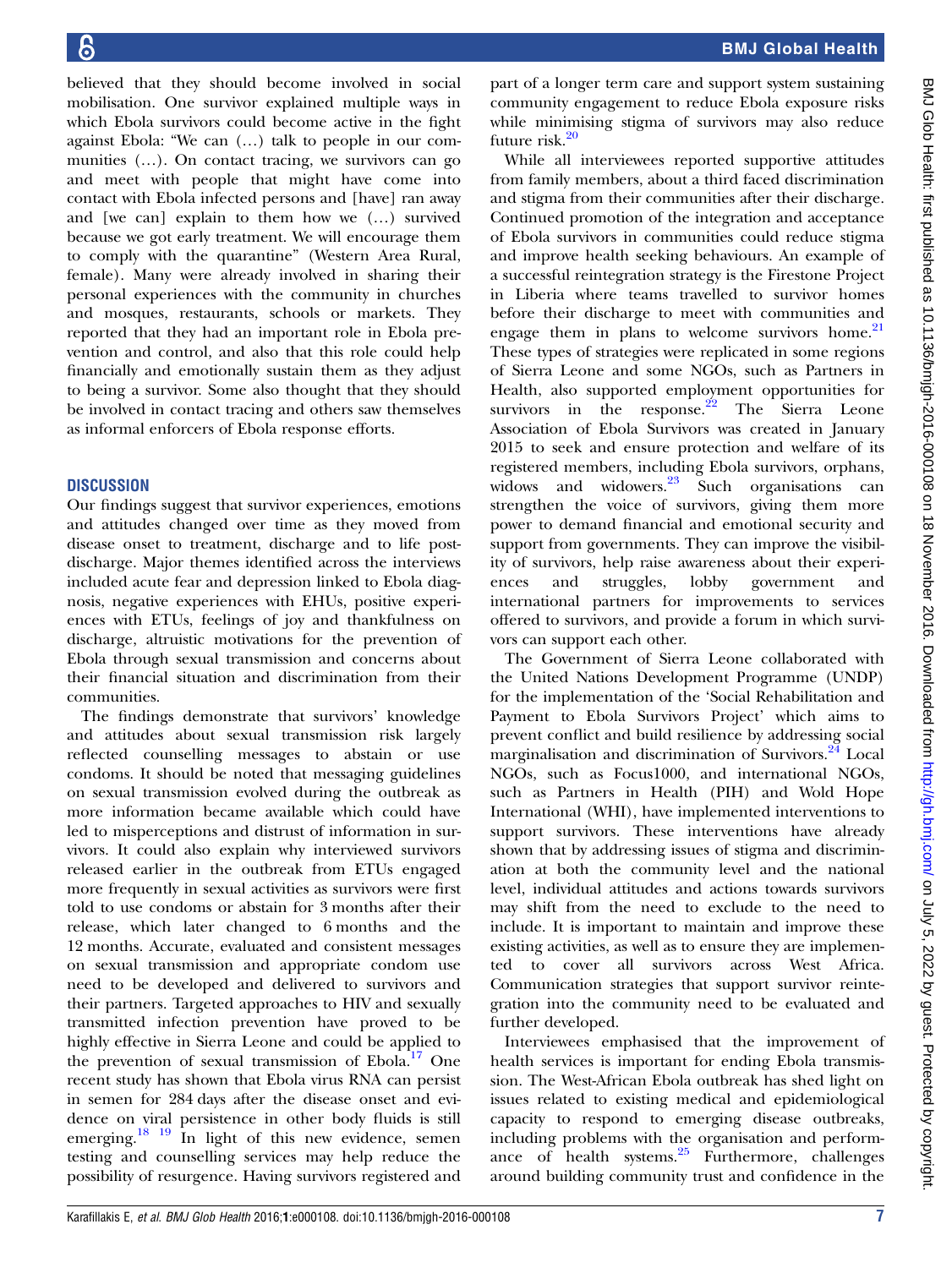believed that they should become involved in social mobilisation. One survivor explained multiple ways in which Ebola survivors could become active in the fight against Ebola: "We can (…) talk to people in our communities (…). On contact tracing, we survivors can go and meet with people that might have come into contact with Ebola infected persons and [have] ran away and [we can] explain to them how we (…) survived because we got early treatment. We will encourage them to comply with the quarantine" (Western Area Rural, female). Many were already involved in sharing their personal experiences with the community in churches and mosques, restaurants, schools or markets. They reported that they had an important role in Ebola prevention and control, and also that this role could help financially and emotionally sustain them as they adjust to being a survivor. Some also thought that they should be involved in contact tracing and others saw themselves as informal enforcers of Ebola response efforts.

## DISCUSSION

Our findings suggest that survivor experiences, emotions and attitudes changed over time as they moved from disease onset to treatment, discharge and to life post-discharge. Major themes identified across the interviews included acute fear and depression linked to Ebola diagnosis, negative experiences with EHUs, positive experiences with ETUs, feelings of joy and thankfulness on discharge, altruistic motivations for the prevention of Ebola through sexual transmission and concerns about their financial situation and discrimination from their communities.

The findings demonstrate that survivors' knowledge and attitudes about sexual transmission risk largely reflected counselling messages to abstain or use condoms. It should be noted that messaging guidelines on sexual transmission evolved during the outbreak as more information became available which could have led to misperceptions and distrust of information in survivors. It could also explain why interviewed survivors released earlier in the outbreak from ETUs engaged more frequently in sexual activities as survivors were first told to use condoms or abstain for 3 months after their release, which later changed to 6 months and the 12 months. Accurate, evaluated and consistent messages on sexual transmission and appropriate condom use need to be developed and delivered to survivors and their partners. Targeted approaches to HIV and sexually transmitted infection prevention have proved to be highly effective in Sierra Leone and could be applied to the prevention of sexual transmission of Ebola.[17] One recent study has shown that Ebola virus RNA can persist in semen for 284 days after the disease onset and evidence on viral persistence in other body fluids is still emerging.[18 19] In light of this new evidence, semen testing and counselling services may help reduce the possibility of resurgence. Having survivors registered and part of a longer term care and support system sustaining community engagement to reduce Ebola exposure risks while minimising stigma of survivors may also reduce future risk.[20]

While all interviewees reported supportive attitudes from family members, about a third faced discrimination and stigma from their communities after their discharge. Continued promotion of the integration and acceptance of Ebola survivors in communities could reduce stigma and improve health seeking behaviours. An example of a successful reintegration strategy is the Firestone Project in Liberia where teams travelled to survivor homes before their discharge to meet with communities and engage them in plans to welcome survivors home.[21] These types of strategies were replicated in some regions of Sierra Leone and some NGOs, such as Partners in Health, also supported employment opportunities for survivors in the response.[22] The Sierra Leone Association of Ebola Survivors was created in January 2015 to seek and ensure protection and welfare of its registered members, including Ebola survivors, orphans, widows and widowers.[23] Such organisations can strengthen the voice of survivors, giving them more power to demand financial and emotional security and support from governments. They can improve the visibility of survivors, help raise awareness about their experiences and struggles, lobby government and international partners for improvements to services offered to survivors, and provide a forum in which survivors can support each other.

The Government of Sierra Leone collaborated with the United Nations Development Programme (UNDP) for the implementation of the 'Social Rehabilitation and Payment to Ebola Survivors Project' which aims to prevent conflict and build resilience by addressing social marginalisation and discrimination of Survivors.[24] Local NGOs, such as Focus1000, and international NGOs, such as Partners in Health (PIH) and Wold Hope International (WHI), have implemented interventions to support survivors. These interventions have already shown that by addressing issues of stigma and discrimination at both the community level and the national level, individual attitudes and actions towards survivors may shift from the need to exclude to the need to include. It is important to maintain and improve these existing activities, as well as to ensure they are implemented to cover all survivors across West Africa. Communication strategies that support survivor reintegration into the community need to be evaluated and further developed.

Interviewees emphasised that the improvement of health services is important for ending Ebola transmission. The West-African Ebola outbreak has shed light on issues related to existing medical and epidemiological capacity to respond to emerging disease outbreaks, including problems with the organisation and performance of health systems.[25] Furthermore, challenges around building community trust and confidence in the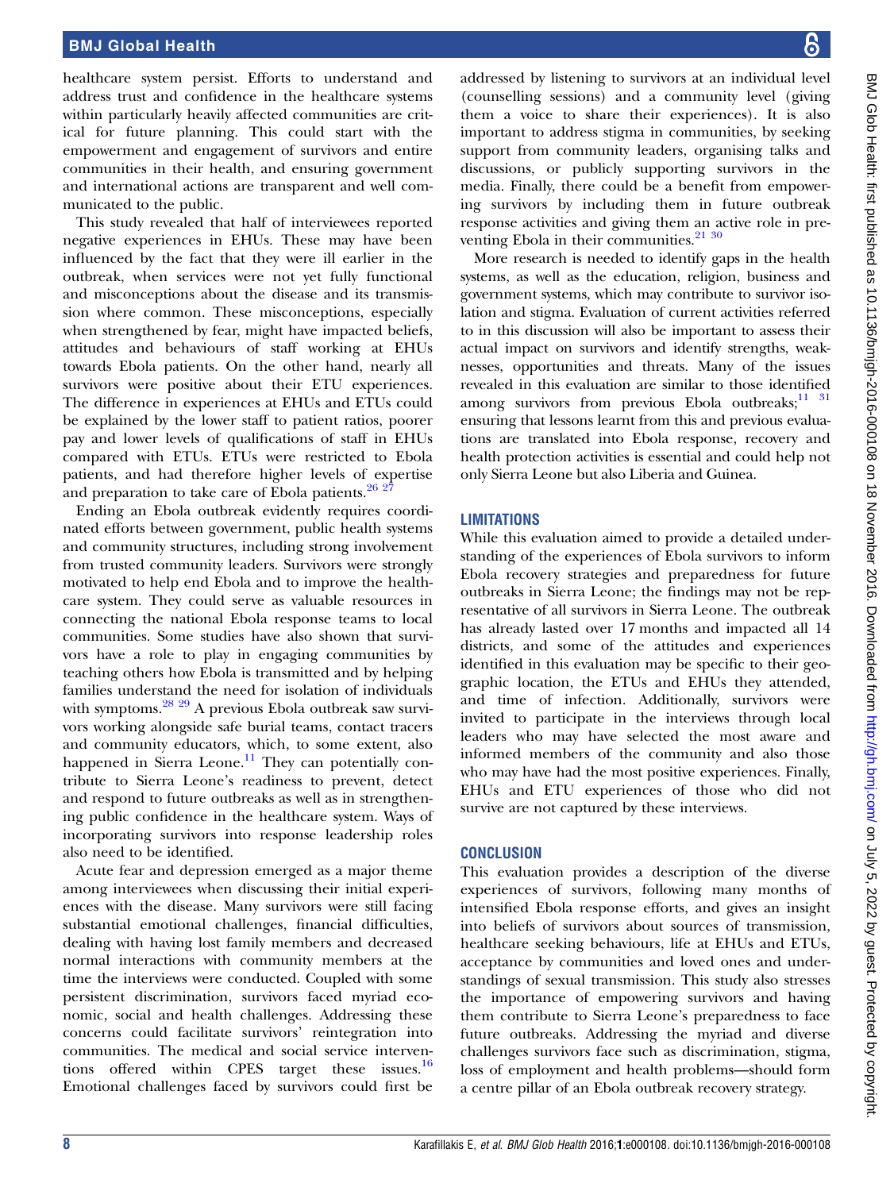healthcare system persist. Efforts to understand and address trust and confidence in the healthcare systems within particularly heavily affected communities are critical for future planning. This could start with the empowerment and engagement of survivors and entire communities in their health, and ensuring government and international actions are transparent and well communicated to the public.

This study revealed that half of interviewees reported negative experiences in EHUs. These may have been influenced by the fact that they were ill earlier in the outbreak, when services were not yet fully functional and misconceptions about the disease and its transmission where common. These misconceptions, especially when strengthened by fear, might have impacted beliefs, attitudes and behaviours of staff working at EHUs towards Ebola patients. On the other hand, nearly all survivors were positive about their ETU experiences. The difference in experiences at EHUs and ETUs could be explained by the lower staff to patient ratios, poorer pay and lower levels of qualifications of staff in EHUs compared with ETUs. ETUs were restricted to Ebola patients, and had therefore higher levels of expertise and preparation to take care of Ebola patients.[26 27]

Ending an Ebola outbreak evidently requires coordinated efforts between government, public health systems and community structures, including strong involvement from trusted community leaders. Survivors were strongly motivated to help end Ebola and to improve the healthcare system. They could serve as valuable resources in connecting the national Ebola response teams to local communities. Some studies have also shown that survivors have a role to play in engaging communities by teaching others how Ebola is transmitted and by helping families understand the need for isolation of individuals with symptoms.[28 29] A previous Ebola outbreak saw survivors working alongside safe burial teams, contact tracers and community educators, which, to some extent, also happened in Sierra Leone.[11] They can potentially contribute to Sierra Leone's readiness to prevent, detect and respond to future outbreaks as well as in strengthening public confidence in the healthcare system. Ways of incorporating survivors into response leadership roles also need to be identified.

Acute fear and depression emerged as a major theme among interviewees when discussing their initial experiences with the disease. Many survivors were still facing substantial emotional challenges, financial difficulties, dealing with having lost family members and decreased normal interactions with community members at the time the interviews were conducted. Coupled with some persistent discrimination, survivors faced myriad economic, social and health challenges. Addressing these concerns could facilitate survivors' reintegration into communities. The medical and social service interventions offered within CPES target these issues.[16] Emotional challenges faced by survivors could first be addressed by listening to survivors at an individual level (counselling sessions) and a community level (giving them a voice to share their experiences). It is also important to address stigma in communities, by seeking support from community leaders, organising talks and discussions, or publicly supporting survivors in the media. Finally, there could be a benefit from empowering survivors by including them in future outbreak response activities and giving them an active role in preventing Ebola in their communities.[21 30]

More research is needed to identify gaps in the health systems, as well as the education, religion, business and government systems, which may contribute to survivor isolation and stigma. Evaluation of current activities referred to in this discussion will also be important to assess their actual impact on survivors and identify strengths, weaknesses, opportunities and threats. Many of the issues revealed in this evaluation are similar to those identified among survivors from previous Ebola outbreaks;[11 31] ensuring that lessons learnt from this and previous evaluations are translated into Ebola response, recovery and health protection activities is essential and could help not only Sierra Leone but also Liberia and Guinea.

## LIMITATIONS

While this evaluation aimed to provide a detailed understanding of the experiences of Ebola survivors to inform Ebola recovery strategies and preparedness for future outbreaks in Sierra Leone; the findings may not be representative of all survivors in Sierra Leone. The outbreak has already lasted over 17 months and impacted all 14 districts, and some of the attitudes and experiences identified in this evaluation may be specific to their geographic location, the ETUs and EHUs they attended, and time of infection. Additionally, survivors were invited to participate in the interviews through local leaders who may have selected the most aware and informed members of the community and also those who may have had the most positive experiences. Finally, EHUs and ETU experiences of those who did not survive are not captured by these interviews.

## CONCLUSION

This evaluation provides a description of the diverse experiences of survivors, following many months of intensified Ebola response efforts, and gives an insight into beliefs of survivors about sources of transmission, healthcare seeking behaviours, life at EHUs and ETUs, acceptance by communities and loved ones and understandings of sexual transmission. This study also stresses the importance of empowering survivors and having them contribute to Sierra Leone's preparedness to face future outbreaks. Addressing the myriad and diverse challenges survivors face such as discrimination, stigma, loss of employment and health problems—should form a centre pillar of an Ebola outbreak recovery strategy.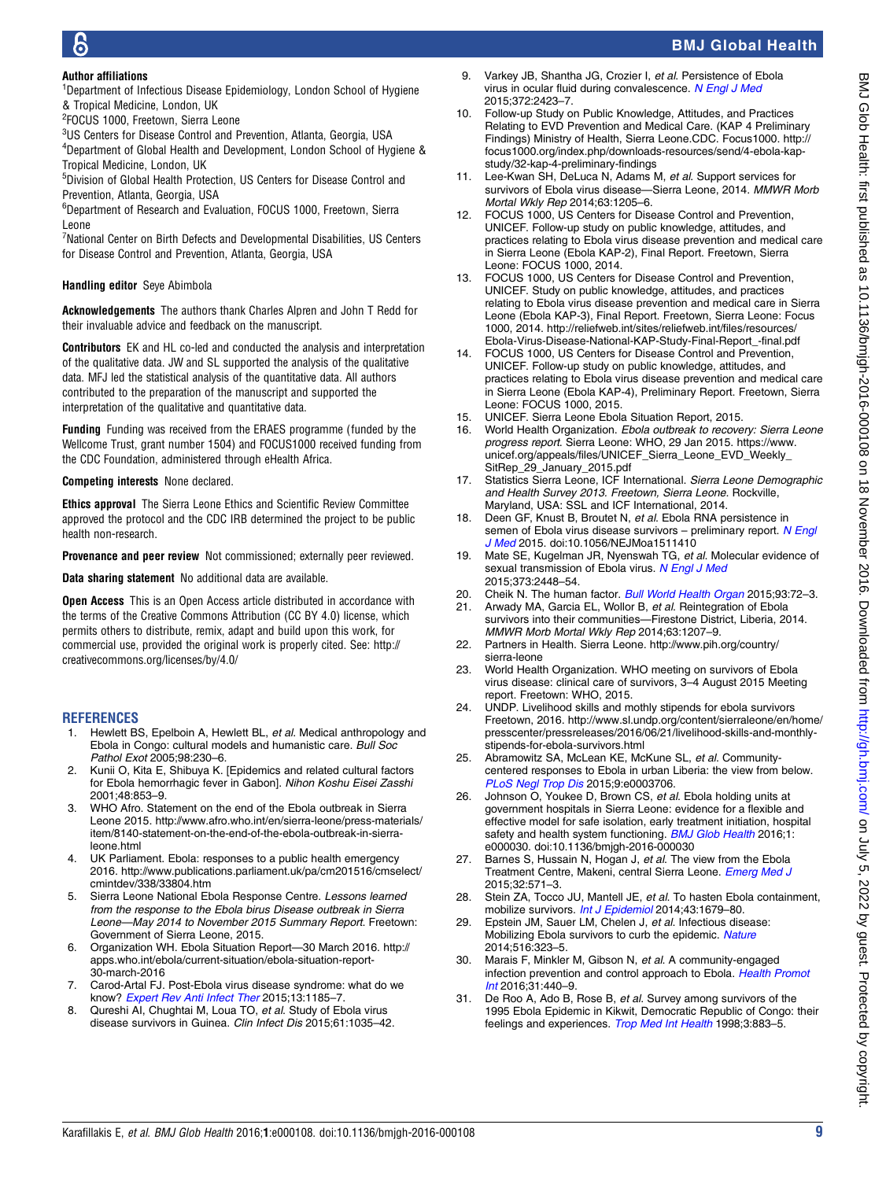**Author affiliations**
[1]Department of Infectious Disease Epidemiology, London School of Hygiene & Tropical Medicine, London, UK
[2]FOCUS 1000, Freetown, Sierra Leone
[3]US Centers for Disease Control and Prevention, Atlanta, Georgia, USA
[4]Department of Global Health and Development, London School of Hygiene & Tropical Medicine, London, UK
[5]Division of Global Health Protection, US Centers for Disease Control and Prevention, Atlanta, Georgia, USA
[6]Department of Research and Evaluation, FOCUS 1000, Freetown, Sierra Leone
[7]National Center on Birth Defects and Developmental Disabilities, US Centers for Disease Control and Prevention, Atlanta, Georgia, USA

**Handling editor** Seye Abimbola

**Acknowledgements** The authors thank Charles Alpren and John T Redd for their invaluable advice and feedback on the manuscript.

**Contributors** EK and HL co-led and conducted the analysis and interpretation of the qualitative data. JW and SL supported the analysis of the qualitative data. MFJ led the statistical analysis of the quantitative data. All authors contributed to the preparation of the manuscript and supported the interpretation of the qualitative and quantitative data.

**Funding** Funding was received from the ERAES programme (funded by the Wellcome Trust, grant number 1504) and FOCUS1000 received funding from the CDC Foundation, administered through eHealth Africa.

**Competing interests** None declared.

**Ethics approval** The Sierra Leone Ethics and Scientific Review Committee approved the protocol and the CDC IRB determined the project to be public health non-research.

**Provenance and peer review** Not commissioned; externally peer reviewed.

**Data sharing statement** No additional data are available.

**Open Access** This is an Open Access article distributed in accordance with the terms of the Creative Commons Attribution (CC BY 4.0) license, which permits others to distribute, remix, adapt and build upon this work, for commercial use, provided the original work is properly cited. See: http://creativecommons.org/licenses/by/4.0/

## REFERENCES

1. Hewlett BS, Epelboin A, Hewlett BL, *et al*. Medical anthropology and Ebola in Congo: cultural models and humanistic care. *Bull Soc Pathol Exot* 2005;98:230–6.
2. Kunii O, Kita E, Shibuya K. [Epidemics and related cultural factors for Ebola hemorrhagic fever in Gabon]. *Nihon Koshu Eisei Zasshi* 2001;48:853–9.
3. WHO Afro. Statement on the end of the Ebola outbreak in Sierra Leone 2015. http://www.afro.who.int/en/sierra-leone/press-materials/item/8140-statement-on-the-end-of-the-ebola-outbreak-in-sierra-leone.html
4. UK Parliament. Ebola: responses to a public health emergency 2016. http://www.publications.parliament.uk/pa/cm201516/cmselect/cmintdev/338/33804.htm
5. Sierra Leone National Ebola Response Centre. *Lessons learned from the response to the Ebola birus Disease outbreak in Sierra Leone—May 2014 to November 2015 Summary Report*. Freetown: Government of Sierra Leone, 2015.
6. Organization WH. Ebola Situation Report—30 March 2016. http://apps.who.int/ebola/current-situation/ebola-situation-report-30-march-2016
7. Carod-Artal FJ. Post-Ebola virus disease syndrome: what do we know? *Expert Rev Anti Infect Ther* 2015;13:1185–7.
8. Qureshi AI, Chughtai M, Loua TO, *et al*. Study of Ebola virus disease survivors in Guinea. *Clin Infect Dis* 2015;61:1035–42.
9. Varkey JB, Shantha JG, Crozier I, *et al*. Persistence of Ebola virus in ocular fluid during convalescence. *N Engl J Med* 2015;372:2423–7.
10. Follow-up Study on Public Knowledge, Attitudes, and Practices Relating to EVD Prevention and Medical Care. (KAP 4 Preliminary Findings) Ministry of Health, Sierra Leone.CDC. Focus1000. http://focus1000.org/index.php/downloads-resources/send/4-ebola-kap-study/32-kap-4-preliminary-findings
11. Lee-Kwan SH, DeLuca N, Adams M, *et al*. Support services for survivors of Ebola virus disease—Sierra Leone, 2014. *MMWR Morb Mortal Wkly Rep* 2014;63:1205–6.
12. FOCUS 1000, US Centers for Disease Control and Prevention, UNICEF. Follow-up study on public knowledge, attitudes, and practices relating to Ebola virus disease prevention and medical care in Sierra Leone (Ebola KAP-2), Final Report. Freetown, Sierra Leone: FOCUS 1000, 2014.
13. FOCUS 1000, US Centers for Disease Control and Prevention, UNICEF. Study on public knowledge, attitudes, and practices relating to Ebola virus disease prevention and medical care in Sierra Leone (Ebola KAP-3), Final Report. Freetown, Sierra Leone: Focus 1000, 2014. http://reliefweb.int/sites/reliefweb.int/files/resources/Ebola-Virus-Disease-National-KAP-Study-Final-Report_-final.pdf
14. FOCUS 1000, US Centers for Disease Control and Prevention, UNICEF. Follow-up study on public knowledge, attitudes, and practices relating to Ebola virus disease prevention and medical care in Sierra Leone (Ebola KAP-4), Preliminary Report. Freetown, Sierra Leone: FOCUS 1000, 2015.
15. UNICEF. Sierra Leone Ebola Situation Report, 2015.
16. World Health Organization. *Ebola outbreak to recovery: Sierra Leone progress report*. Sierra Leone: WHO, 29 Jan 2015. https://www.unicef.org/appeals/files/UNICEF_Sierra_Leone_EVD_Weekly_SitRep_29_January_2015.pdf
17. Statistics Sierra Leone, ICF International. *Sierra Leone Demographic and Health Survey 2013. Freetown, Sierra Leone*. Rockville, Maryland, USA: SSL and ICF International, 2014.
18. Deen GF, Knust B, Broutet N, *et al*. Ebola RNA persistence in semen of Ebola virus disease survivors – preliminary report. *N Engl J Med* 2015. doi:10.1056/NEJMoa1511410
19. Mate SE, Kugelman JR, Nyenswah TG, *et al*. Molecular evidence of sexual transmission of Ebola virus. *N Engl J Med* 2015;373:2448–54.
20. Cheik N. The human factor. *Bull World Health Organ* 2015;93:72–3.
21. Arwady MA, Garcia EL, Wollor B, *et al*. Reintegration of Ebola survivors into their communities—Firestone District, Liberia, 2014. *MMWR Morb Mortal Wkly Rep* 2014;63:1207–9.
22. Partners in Health. Sierra Leone. http://www.pih.org/country/sierra-leone
23. World Health Organization. WHO meeting on survivors of Ebola virus disease: clinical care of survivors, 3–4 August 2015 Meeting report. Freetown: WHO, 2015.
24. UNDP. Livelihood skills and mothly stipends for ebola survivors Freetown, 2016. http://www.sl.undp.org/content/sierraleone/en/home/presscenter/pressreleases/2016/06/21/livelihood-skills-and-monthly-stipends-for-ebola-survivors.html
25. Abramowitz SA, McLean KE, McKune SL, *et al*. Community-centered responses to Ebola in urban Liberia: the view from below. *PLoS Negl Trop Dis* 2015;9:e0003706.
26. Johnson O, Youkee D, Brown CS, *et al*. Ebola holding units at government hospitals in Sierra Leone: evidence for a flexible and effective model for safe isolation, early treatment initiation, hospital safety and health system functioning. *BMJ Glob Health* 2016;1:e000030. doi:10.1136/bmjgh-2016-000030
27. Barnes S, Hussain N, Hogan J, *et al*. The view from the Ebola Treatment Centre, Makeni, central Sierra Leone. *Emerg Med J* 2015;32:571–3.
28. Stein ZA, Tocco JU, Mantell JE, *et al*. To hasten Ebola containment, mobilize survivors. *Int J Epidemiol* 2014;43:1679–80.
29. Epstein JM, Sauer LM, Chelen J, *et al*. Infectious disease: Mobilizing Ebola survivors to curb the epidemic. *Nature* 2014;516:323–5.
30. Marais F, Minkler M, Gibson N, *et al*. A community-engaged infection prevention and control approach to Ebola. *Health Promot Int* 2016;31:440–9.
31. De Roo A, Ado B, Rose B, *et al*. Survey among survivors of the 1995 Ebola Epidemic in Kikwit, Democratic Republic of Congo: their feelings and experiences. *Trop Med Int Health* 1998;3:883–5.